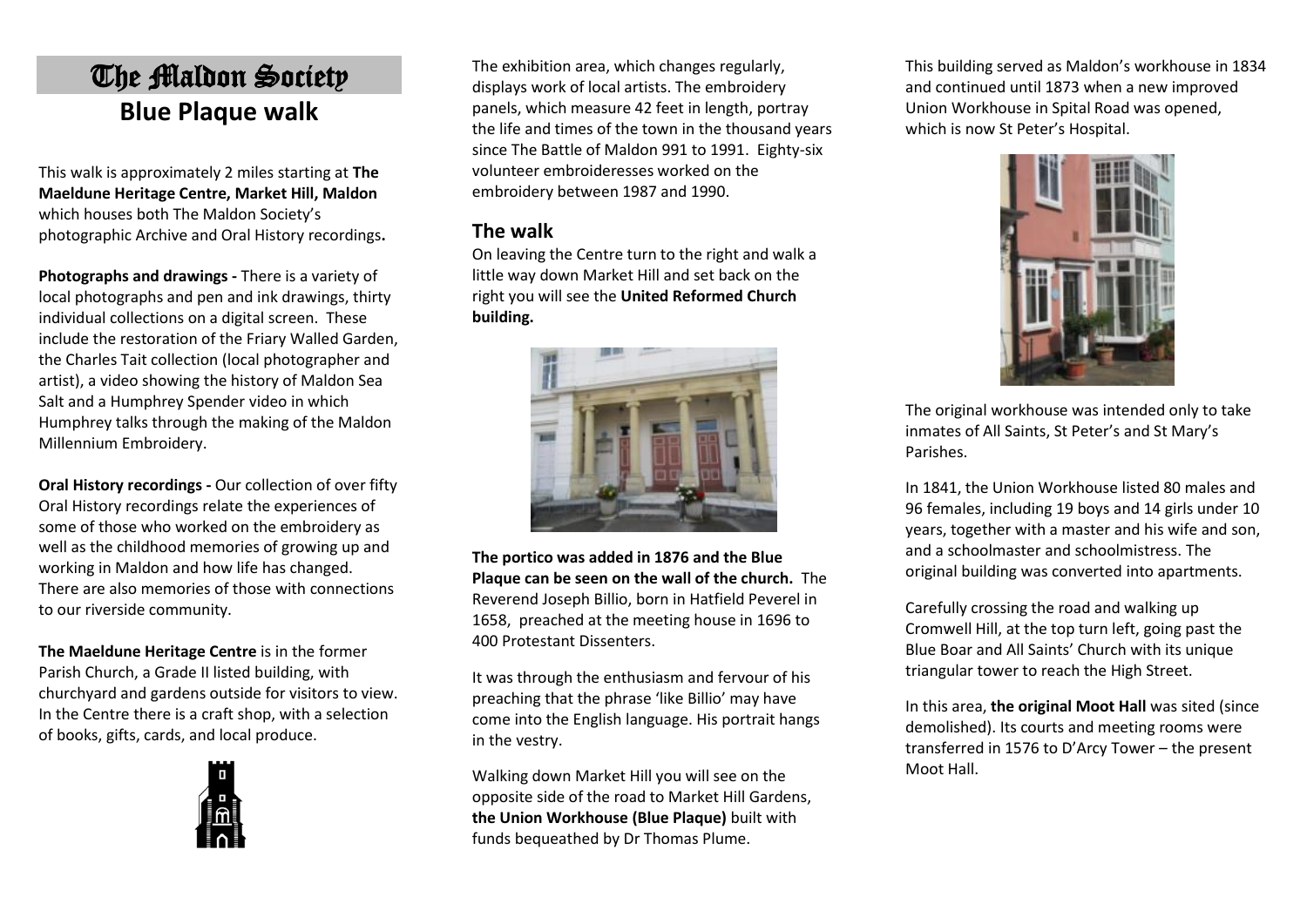# The Maldon Society

## Blue Plaque walk

This walk is approximately 2 miles starting at **The Maeldune Heritage Centre, Market Hill, Maldon** which houses both The Maldon Society's photographic Archive and Oral History recordings**.**

**Photographs and drawings -** There is a variety of local photographs and pen and ink drawings, thirty individual collections on a digital screen. These include the restoration of the Friary Walled Garden, the Charles Tait collection (local photographer and artist), a video showing the history of Maldon Sea Salt and a Humphrey Spender video in which Humphrey talks through the making of the Maldon Millennium Embroidery.

**Oral History recordings -** Our collection of over fifty Oral History recordings relate the experiences of some of those who worked on the embroidery as well as the childhood memories of growing up and working in Maldon and how life has changed. There are also memories of those with connections to our riverside community.

**The Maeldune Heritage Centre** is in the former Parish Church, a Grade II listed building, with churchyard and gardens outside for visitors to view. In the Centre there is a craft shop, with a selection of books, gifts, cards, and local produce.

The exhibition area, which changes regularly, displays work of local artists. The embroidery panels, which measure 42 feet in length, portray the life and times of the town in the thousand years since The Battle of Maldon 991 to 1991. Eighty-six volunteer embroideresses worked on the embroidery between 1987 and 1990.

## The walk

On leaving the Centre turn to the right and walk a little way down Market Hill and set back on the right you will see the **United Reformed Church building.**

**The portico was added in 1876 and the Blue Plaque can be seen on the wall of the church.** The Reverend Joseph Billio, born in Hatfield Peverel in 1658, preached at the meeting house in 1696 to 400 Protestant Dissenters.

It was through the enthusiasm and fervour of his preaching that the phrase 'like Billio' may have come into the English language. His portrait hangs in the vestry.

Walking down Market Hill you will see on the opposite side of the road to Market Hill Gardens, **the Union Workhouse (Blue Plaque)** built with funds bequeathed by Dr Thomas Plume.

This building served as Maldon's workhouse in 1834 and continued until 1873 when a new improved Union Workhouse in Spital Road was opened, which is now St Peter's Hospital.

The original workhouse was intended only to take inmates of All Saints, St Peter's and St Mary's Parishes.

In 1841, the Union Workhouse listed 80 males and 96 females, including 19 boys and 14 girls under 10 years, together with a master and his wife and son, and a schoolmaster and schoolmistress. The original building was converted into apartments.

Carefully crossing the road and walking up Cromwell Hill, at the top turn left, going past the Blue Boar and All Saints' Church with its unique triangular tower to reach the High Street.

In this area, **the original Moot Hall** was sited (since demolished). Its courts and meeting rooms were transferred in 1576 to D'Arcy Tower – the present Moot Hall.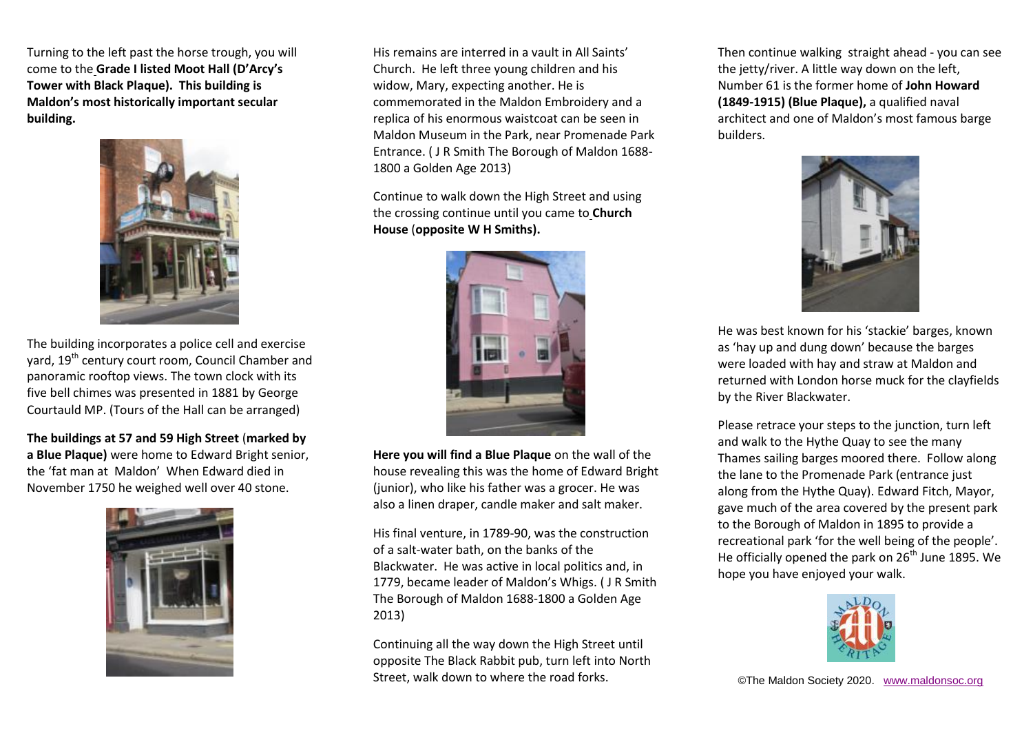Turning to the left past the horse trough, you will come to the **Grade I listed Moot Hall (D'Arcy's Tower with Black Plaque). This building is Maldon's most historically important secular building.**

The building incorporates a police cell and exercise yard, 19th century court room, Council Chamber and panoramic rooftop views. The town clock with its five bell chimes was presented in 1881 by George Courtauld MP. (Tours of the Hall can be arranged)

**The buildings at 57 and 59 High Street** (**marked by a Blue Plaque)** were home to Edward Bright senior, the 'fat man at Maldon' When Edward died in November 1750 he weighed well over 40 stone.

His remains are interred in a vault in All Saints' Church. He left three young children and his widow, Mary, expecting another. He is commemorated in the Maldon Embroidery and a replica of his enormous waistcoat can be seen in Maldon Museum in the Park, near Promenade Park Entrance. ( J R Smith The Borough of Maldon 1688-1800 a Golden Age 2013)

Continue to walk down the High Street and using the crossing continue until you came to **Church House** (**opposite W H Smiths).**

**Here you will find a Blue Plaque** on the wall of the house revealing this was the home of Edward Bright (junior), who like his father was a grocer. He was also a linen draper, candle maker and salt maker.

His final venture, in 1789-90, was the construction of a salt-water bath, on the banks of the Blackwater. He was active in local politics and, in 1779, became leader of Maldon's Whigs. ( J R Smith The Borough of Maldon 1688-1800 a Golden Age 2013)

Continuing all the way down the High Street until opposite The Black Rabbit pub, turn left into North Street, walk down to where the road forks.

Then continue walking straight ahead - you can see the jetty/river. A little way down on the left, Number 61 is the former home of **John Howard (1849-1915) (Blue Plaque),** a qualified naval architect and one of Maldon's most famous barge builders.

He was best known for his 'stackie' barges, known as 'hay up and dung down' because the barges were loaded with hay and straw at Maldon and returned with London horse muck for the clayfields by the River Blackwater.

Please retrace your steps to the junction, turn left and walk to the Hythe Quay to see the many Thames sailing barges moored there. Follow along the lane to the Promenade Park (entrance just along from the Hythe Quay). Edward Fitch, Mayor, gave much of the area covered by the present park to the Borough of Maldon in 1895 to provide a recreational park 'for the well being of the people'. He officially opened the park on 26th June 1895. We hope you have enjoyed your walk.

©The Maldon Society 2020. www.maldonsoc.org